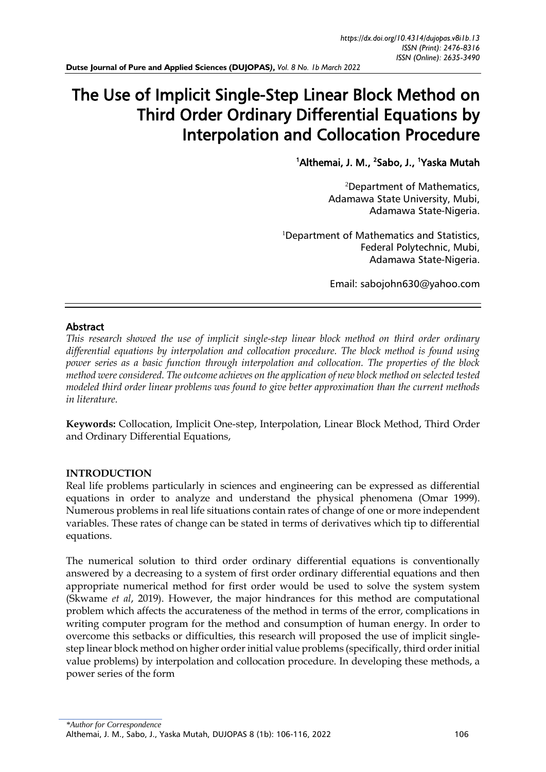# The Use of Implicit Single-Step Linear Block Method on Third Order Ordinary Differential Equations by Interpolation and Collocation Procedure

[1]Althemai, J. M., [2]Sabo, J., [1]Yaska Mutah

[2]Department of Mathematics,
Adamawa State University, Mubi,
Adamawa State-Nigeria.

[1]Department of Mathematics and Statistics,
Federal Polytechnic, Mubi,
Adamawa State-Nigeria.

Email: sabojohn630@yahoo.com

## Abstract

*This research showed the use of implicit single-step linear block method on third order ordinary differential equations by interpolation and collocation procedure. The block method is found using power series as a basic function through interpolation and collocation. The properties of the block method were considered. The outcome achieves on the application of new block method on selected tested modeled third order linear problems was found to give better approximation than the current methods in literature.*

**Keywords:** Collocation, Implicit One-step, Interpolation, Linear Block Method, Third Order and Ordinary Differential Equations,

## INTRODUCTION

Real life problems particularly in sciences and engineering can be expressed as differential equations in order to analyze and understand the physical phenomena (Omar 1999). Numerous problems in real life situations contain rates of change of one or more independent variables. These rates of change can be stated in terms of derivatives which tip to differential equations.

The numerical solution to third order ordinary differential equations is conventionally answered by a decreasing to a system of first order ordinary differential equations and then appropriate numerical method for first order would be used to solve the system system (Skwame *et al*, 2019). However, the major hindrances for this method are computational problem which affects the accurateness of the method in terms of the error, complications in writing computer program for the method and consumption of human energy. In order to overcome this setbacks or difficulties, this research will proposed the use of implicit single-step linear block method on higher order initial value problems (specifically, third order initial value problems) by interpolation and collocation procedure. In developing these methods, a power series of the form

*\*Author for Correspondence*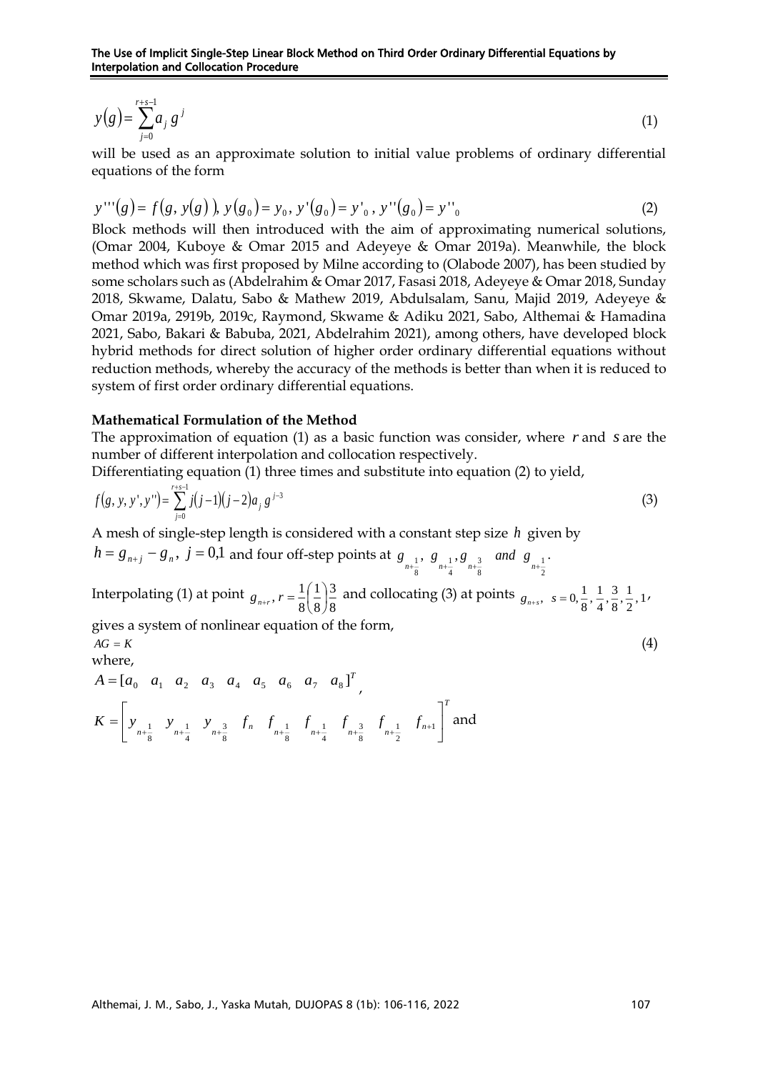$$y(g)=\sum_{j=0}^{r+s-1} a_j g^j \tag{1}$$

will be used as an approximate solution to initial value problems of ordinary differential equations of the form

$$y'''(g)= f(g, y(g)),\ y(g_0)=y_0,\ y'(g_0)=y'_0,\ y''(g_0)=y''_0 \tag{2}$$

Block methods will then introduced with the aim of approximating numerical solutions, (Omar 2004, Kuboye & Omar 2015 and Adeyeye & Omar 2019a). Meanwhile, the block method which was first proposed by Milne according to (Olabode 2007), has been studied by some scholars such as (Abdelrahim & Omar 2017, Fasasi 2018, Adeyeye & Omar 2018, Sunday 2018, Skwame, Dalatu, Sabo & Mathew 2019, Abdulsalam, Sanu, Majid 2019, Adeyeye & Omar 2019a, 2919b, 2019c, Raymond, Skwame & Adiku 2021, Sabo, Althemai & Hamadina 2021, Sabo, Bakari & Babuba, 2021, Abdelrahim 2021), among others, have developed block hybrid methods for direct solution of higher order ordinary differential equations without reduction methods, whereby the accuracy of the methods is better than when it is reduced to system of first order ordinary differential equations.

**Mathematical Formulation of the Method**

The approximation of equation (1) as a basic function was consider, where $r$ and $s$ are the number of different interpolation and collocation respectively.

Differentiating equation (1) three times and substitute into equation (2) to yield,

$$f(g, y, y', y'')=\sum_{j=0}^{r+s-1} j(j-1)(j-2)a_j g^{j-3} \tag{3}$$

A mesh of single-step length is considered with a constant step size $h$ given by $h=g_{n+j}-g_n,\ j=0,1$ and four off-step points at $g_{n+\frac{1}{8}},\ g_{n+\frac{1}{4}}, g_{n+\frac{3}{8}}$ *and* $g_{n+\frac{1}{2}}$.

Interpolating (1) at point $g_{n+r},\ r=\frac{1}{8}\left(\frac{1}{8}\right)\frac{3}{8}$ and collocating (3) at points $g_{n+s},\ s=0,\frac{1}{8},\frac{1}{4},\frac{3}{8},\frac{1}{2},1$,

gives a system of nonlinear equation of the form,

$$AG=K \tag{4}$$

where,

$$A=[a_0\quad a_1\quad a_2\quad a_3\quad a_4\quad a_5\quad a_6\quad a_7\quad a_8]^T,$$

$$K=\left[y_{n+\frac{1}{8}}\quad y_{n+\frac{1}{4}}\quad y_{n+\frac{3}{8}}\quad f_n\quad f_{n+\frac{1}{8}}\quad f_{n+\frac{1}{4}}\quad f_{n+\frac{3}{8}}\quad f_{n+\frac{1}{2}}\quad f_{n+1}\right]^T$$ and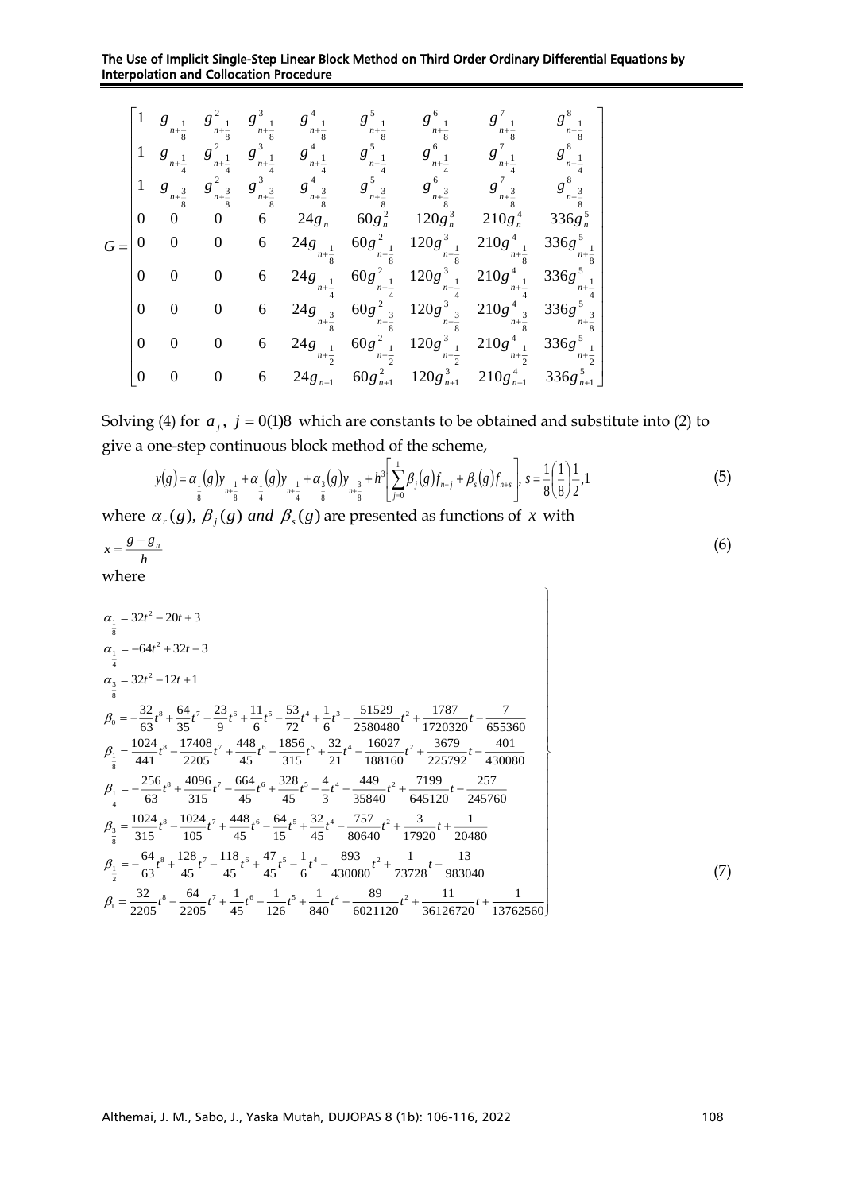$$
G = \begin{bmatrix}
1 & g_{n+\frac{1}{8}} & g^2_{n+\frac{1}{8}} & g^3_{n+\frac{1}{8}} & g^4_{n+\frac{1}{8}} & g^5_{n+\frac{1}{8}} & g^6_{n+\frac{1}{8}} & g^7_{n+\frac{1}{8}} & g^8_{n+\frac{1}{8}} \\
1 & g_{n+\frac{1}{4}} & g^2_{n+\frac{1}{4}} & g^3_{n+\frac{1}{4}} & g^4_{n+\frac{1}{4}} & g^5_{n+\frac{1}{4}} & g^6_{n+\frac{1}{4}} & g^7_{n+\frac{1}{4}} & g^8_{n+\frac{1}{4}} \\
1 & g_{n+\frac{3}{8}} & g^2_{n+\frac{3}{8}} & g^3_{n+\frac{3}{8}} & g^4_{n+\frac{3}{8}} & g^5_{n+\frac{3}{8}} & g^6_{n+\frac{3}{8}} & g^7_{n+\frac{3}{8}} & g^8_{n+\frac{3}{8}} \\
0 & 0 & 0 & 6 & 24g_n & 60g_n^2 & 120g_n^3 & 210g_n^4 & 336g_n^5 \\
0 & 0 & 0 & 6 & 24g_{n+\frac{1}{8}} & 60g^2_{n+\frac{1}{8}} & 120g^3_{n+\frac{1}{8}} & 210g^4_{n+\frac{1}{8}} & 336g^5_{n+\frac{1}{8}} \\
0 & 0 & 0 & 6 & 24g_{n+\frac{1}{4}} & 60g^2_{n+\frac{1}{4}} & 120g^3_{n+\frac{1}{4}} & 210g^4_{n+\frac{1}{4}} & 336g^5_{n+\frac{1}{4}} \\
0 & 0 & 0 & 6 & 24g_{n+\frac{3}{8}} & 60g^2_{n+\frac{3}{8}} & 120g^3_{n+\frac{3}{8}} & 210g^4_{n+\frac{3}{8}} & 336g^5_{n+\frac{3}{8}} \\
0 & 0 & 0 & 6 & 24g_{n+\frac{1}{2}} & 60g^2_{n+\frac{1}{2}} & 120g^3_{n+\frac{1}{2}} & 210g^4_{n+\frac{1}{2}} & 336g^5_{n+\frac{1}{2}} \\
0 & 0 & 0 & 6 & 24g_{n+1} & 60g^2_{n+1} & 120g^3_{n+1} & 210g^4_{n+1} & 336g^5_{n+1}
\end{bmatrix}
$$

Solving (4) for $a_j$, $j = 0(1)8$ which are constants to be obtained and substitute into (2) to give a one-step continuous block method of the scheme,

$$
y(g) = \alpha_{\frac{1}{8}}(g) y_{n+\frac{1}{8}} + \alpha_{\frac{1}{4}}(g) y_{n+\frac{1}{4}} + \alpha_{\frac{3}{8}}(g) y_{n+\frac{3}{8}} + h^3 \left[ \sum_{j=0}^{1} \beta_j(g) f_{n+j} + \beta_s(g) f_{n+s} \right], \ s = \frac{1}{8}\left(\frac{1}{8}\right)\frac{1}{2}, 1 \tag{5}
$$

where $\alpha_r(g)$, $\beta_j(g)$ *and* $\beta_s(g)$ are presented as functions of $x$ with

$$
x = \frac{g - g_n}{h} \tag{6}
$$

where

$$
\left.
\begin{aligned}
\alpha_{\frac{1}{8}} &= 32t^2 - 20t + 3 \\
\alpha_{\frac{1}{4}} &= -64t^2 + 32t - 3 \\
\alpha_{\frac{3}{8}} &= 32t^2 - 12t + 1 \\
\beta_0 &= -\frac{32}{63}t^8 + \frac{64}{35}t^7 - \frac{23}{9}t^6 + \frac{11}{6}t^5 - \frac{53}{72}t^4 + \frac{1}{6}t^3 - \frac{51529}{2580480}t^2 + \frac{1787}{1720320}t - \frac{7}{655360} \\
\beta_{\frac{1}{8}} &= \frac{1024}{441}t^8 - \frac{17408}{2205}t^7 + \frac{448}{45}t^6 - \frac{1856}{315}t^5 + \frac{32}{21}t^4 - \frac{16027}{188160}t^2 + \frac{3679}{225792}t - \frac{401}{430080} \\
\beta_{\frac{1}{4}} &= -\frac{256}{63}t^8 + \frac{4096}{315}t^7 - \frac{664}{45}t^6 + \frac{328}{45}t^5 - \frac{4}{3}t^4 - \frac{449}{35840}t^2 + \frac{7199}{645120}t - \frac{257}{245760} \\
\beta_{\frac{3}{8}} &= \frac{1024}{315}t^8 - \frac{1024}{105}t^7 + \frac{448}{45}t^6 - \frac{64}{15}t^5 + \frac{32}{45}t^4 - \frac{757}{80640}t^2 + \frac{3}{17920}t + \frac{1}{20480} \\
\beta_{\frac{1}{2}} &= -\frac{64}{63}t^8 + \frac{128}{45}t^7 - \frac{118}{45}t^6 + \frac{47}{45}t^5 - \frac{1}{6}t^4 - \frac{893}{430080}t^2 + \frac{1}{73728}t - \frac{13}{983040} \\
\beta_1 &= \frac{32}{2205}t^8 - \frac{64}{2205}t^7 + \frac{1}{45}t^6 - \frac{1}{126}t^5 + \frac{1}{840}t^4 - \frac{89}{6021120}t^2 + \frac{11}{36126720}t + \frac{1}{13762560}
\end{aligned}
\right\} \tag{7}
$$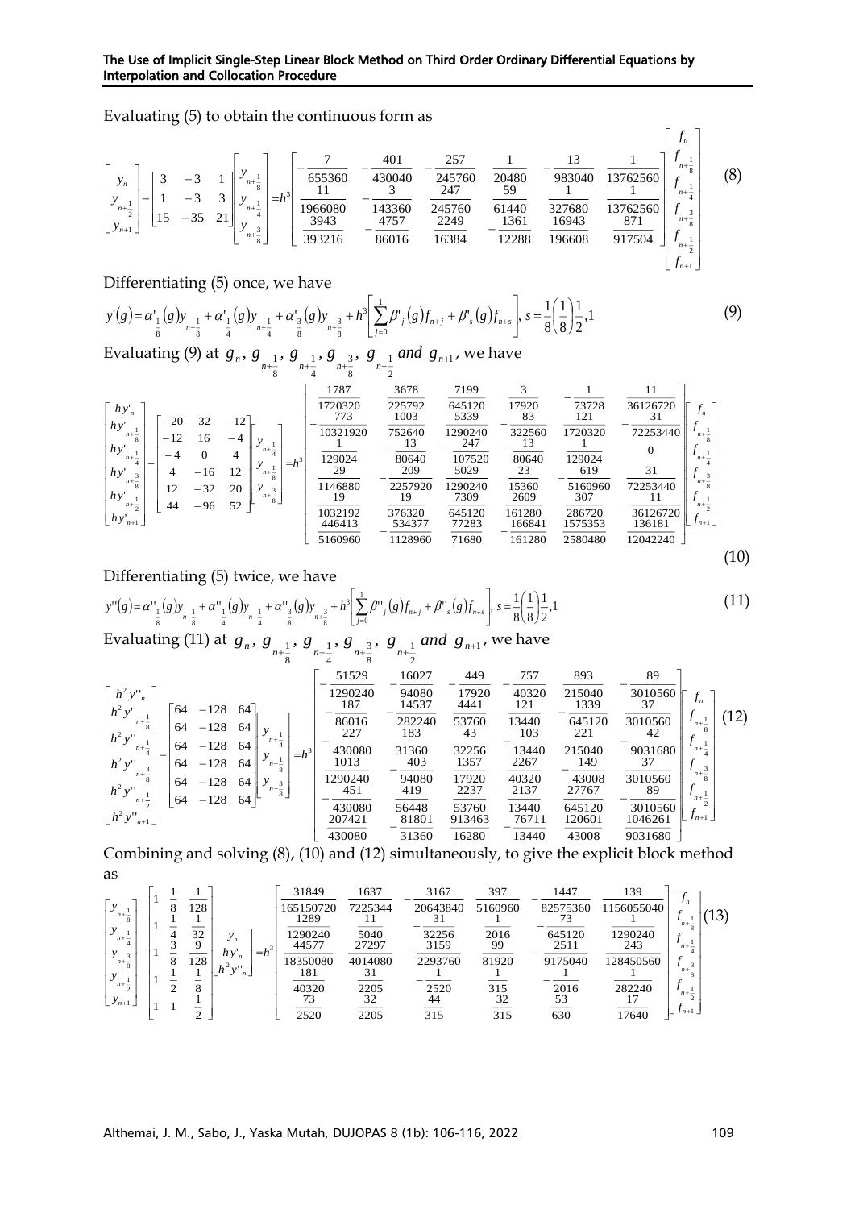Evaluating (5) to obtain the continuous form as

$$
\begin{bmatrix} y_n \\ y_{n+\frac{1}{2}} \\ y_{n+1} \end{bmatrix} - \begin{bmatrix} 3 & -3 & 1 \\ 1 & -3 & 3 \\ 15 & -35 & 21 \end{bmatrix} \begin{bmatrix} y_{n+\frac{1}{8}} \\ y_{n+\frac{1}{4}} \\ y_{n+\frac{3}{8}} \end{bmatrix} = h^3 \begin{bmatrix} -\frac{7}{655360} & -\frac{401}{430040} & -\frac{257}{245760} & \frac{1}{20480} & -\frac{13}{983040} & \frac{1}{13762560} \\ \frac{11}{1966080} & -\frac{3}{143360} & \frac{247}{245760} & \frac{59}{61440} & \frac{1}{327680} & \frac{1}{13762560} \\ \frac{3943}{393216} & -\frac{4757}{86016} & \frac{2249}{16384} & -\frac{1361}{12288} & \frac{16943}{196608} & \frac{871}{917504} \end{bmatrix} \begin{bmatrix} f_n \\ f_{n+\frac{1}{8}} \\ f_{n+\frac{1}{4}} \\ f_{n+\frac{3}{8}} \\ f_{n+\frac{1}{2}} \\ f_{n+1} \end{bmatrix} \tag{8}
$$

Differentiating (5) once, we have

$$
y'(g) = \alpha'_{\frac{1}{8}}(g) y_{n+\frac{1}{8}} + \alpha'_{\frac{1}{4}}(g) y_{n+\frac{1}{4}} + \alpha'_{\frac{3}{8}}(g) y_{n+\frac{3}{8}} + h^3 \left[ \sum_{j=0}^{1} \beta'_j(g) f_{n+j} + \beta'_s(g) f_{n+s} \right],\ s = \frac{1}{8}\left(\frac{1}{8}\right)\frac{1}{2}, 1 \tag{9}
$$

Evaluating (9) at $g_n$, $g_{n+\frac{1}{8}}$, $g_{n+\frac{1}{4}}$, $g_{n+\frac{3}{8}}$, $g_{n+\frac{1}{2}}$ *and* $g_{n+1}$, we have

$$
\begin{bmatrix} hy'_n \\ hy'_{n+\frac{1}{8}} \\ hy'_{n+\frac{1}{4}} \\ hy'_{n+\frac{3}{8}} \\ hy'_{n+\frac{1}{2}} \\ hy'_{n+1} \end{bmatrix} - \begin{bmatrix} -20 & 32 & -12 \\ -12 & 16 & -4 \\ -4 & 0 & 4 \\ 4 & -16 & 12 \\ 12 & -32 & 20 \\ 44 & -96 & 52 \end{bmatrix} \begin{bmatrix} y_{n+\frac{1}{4}} \\ y_{n+\frac{1}{8}} \\ y_{n+\frac{3}{8}} \end{bmatrix} = h^3 \begin{bmatrix} -\frac{1787}{1720320} & \frac{3678}{225792} & \frac{7199}{645120} & \frac{3}{17920} & -\frac{1}{73728} & \frac{11}{36126720} \\ -\frac{773}{10321920} & \frac{1003}{752640} & \frac{5339}{1290240} & -\frac{83}{322560} & \frac{121}{1720320} & -\frac{31}{72253440} \\ \frac{1}{129024} & -\frac{13}{80640} & \frac{247}{107520} & -\frac{13}{80640} & \frac{1}{129024} & 0 \\ \frac{29}{1146880} & -\frac{209}{2257920} & \frac{5029}{1290240} & \frac{23}{15360} & -\frac{619}{5160960} & \frac{31}{72253440} \\ \frac{19}{1032192} & \frac{19}{376320} & \frac{7309}{645120} & \frac{2609}{161280} & \frac{307}{286720} & -\frac{11}{36126720} \\ \frac{446413}{5160960} & -\frac{534377}{1128960} & \frac{77283}{71680} & -\frac{166841}{161280} & \frac{1575353}{2580480} & \frac{136181}{12042240} \end{bmatrix} \begin{bmatrix} f_n \\ f_{n+\frac{1}{8}} \\ f_{n+\frac{1}{4}} \\ f_{n+\frac{3}{8}} \\ f_{n+\frac{1}{2}} \\ f_{n+1} \end{bmatrix} \tag{10}
$$

Differentiating (5) twice, we have

$$
y''(g) = \alpha''_{\frac{1}{8}}(g) y_{n+\frac{1}{8}} + \alpha''_{\frac{1}{4}}(g) y_{n+\frac{1}{4}} + \alpha''_{\frac{3}{8}}(g) y_{n+\frac{3}{8}} + h^3 \left[ \sum_{j=0}^{1} \beta''_j(g) f_{n+j} + \beta''_s(g) f_{n+s} \right],\ s = \frac{1}{8}\left(\frac{1}{8}\right)\frac{1}{2}, 1 \tag{11}
$$

Evaluating (11) at $g_n$, $g_{n+\frac{1}{8}}$, $g_{n+\frac{1}{4}}$, $g_{n+\frac{3}{8}}$, $g_{n+\frac{1}{2}}$ *and* $g_{n+1}$, we have

$$
\begin{bmatrix} h^2y''_n \\ h^2y''_{n+\frac{1}{8}} \\ h^2y''_{n+\frac{1}{4}} \\ h^2y''_{n+\frac{3}{8}} \\ h^2y''_{n+\frac{1}{2}} \\ h^2y''_{n+1} \end{bmatrix} - \begin{bmatrix} 64 & -128 & 64 \\ 64 & -128 & 64 \\ 64 & -128 & 64 \\ 64 & -128 & 64 \\ 64 & -128 & 64 \\ 64 & -128 & 64 \end{bmatrix} \begin{bmatrix} y_{n+\frac{1}{4}} \\ y_{n+\frac{1}{8}} \\ y_{n+\frac{3}{8}} \end{bmatrix} = h^3 \begin{bmatrix} -\frac{51529}{1290240} & -\frac{16027}{94080} & -\frac{449}{17920} & -\frac{757}{40320} & \frac{893}{215040} & -\frac{89}{3010560} \\ -\frac{187}{86016} & -\frac{14537}{282240} & \frac{4441}{53760} & \frac{121}{13440} & -\frac{1339}{645120} & \frac{37}{3010560} \\ -\frac{227}{430080} & \frac{183}{31360} & \frac{43}{32256} & -\frac{103}{13440} & \frac{221}{215040} & -\frac{42}{9031680} \\ \frac{1013}{1290240} & -\frac{403}{94080} & \frac{1357}{17920} & \frac{2267}{40320} & -\frac{149}{43008} & \frac{37}{3010560} \\ -\frac{451}{430080} & \frac{419}{56448} & \frac{2237}{53760} & \frac{2137}{13440} & \frac{27767}{645120} & -\frac{89}{3010560} \\ \frac{207421}{430080} & -\frac{81801}{31360} & \frac{913463}{16280} & -\frac{76711}{13440} & \frac{120601}{43008} & \frac{1046261}{9031680} \end{bmatrix} \begin{bmatrix} f_n \\ f_{n+\frac{1}{8}} \\ f_{n+\frac{1}{4}} \\ f_{n+\frac{3}{8}} \\ f_{n+\frac{1}{2}} \\ f_{n+1} \end{bmatrix} \tag{12}
$$

Combining and solving (8), (10) and (12) simultaneously, to give the explicit block method as

$$
\begin{bmatrix} y_{n+\frac{1}{8}} \\ y_{n+\frac{1}{4}} \\ y_{n+\frac{3}{8}} \\ y_{n+\frac{1}{2}} \\ y_{n+1} \end{bmatrix} - \begin{bmatrix} 1 & \frac{1}{8} & \frac{1}{128} \\ 1 & \frac{1}{4} & \frac{1}{32} \\ 1 & \frac{3}{8} & \frac{9}{128} \\ 1 & \frac{1}{2} & \frac{1}{8} \\ 1 & 1 & \frac{1}{2} \end{bmatrix} \begin{bmatrix} y_n \\ hy'_n \\ h^2y''_n \end{bmatrix} = h^3 \begin{bmatrix} \frac{31849}{165150720} & \frac{1637}{7225344} & -\frac{3167}{20643840} & \frac{397}{5160960} & -\frac{1447}{82575360} & \frac{139}{1156055040} \\ \frac{1289}{1290240} & \frac{11}{5040} & -\frac{31}{32256} & \frac{1}{2016} & -\frac{73}{645120} & \frac{1}{1290240} \\ \frac{44577}{18350080} & \frac{27297}{4014080} & -\frac{3159}{2293760} & \frac{99}{81920} & -\frac{2511}{9175040} & \frac{243}{128450560} \\ \frac{181}{40320} & \frac{31}{2205} & -\frac{1}{2520} & \frac{1}{315} & -\frac{1}{2016} & \frac{1}{282240} \\ \frac{73}{2520} & \frac{32}{2205} & \frac{44}{315} & -\frac{32}{315} & \frac{53}{630} & \frac{17}{17640} \end{bmatrix} \begin{bmatrix} f_n \\ f_{n+\frac{1}{8}} \\ f_{n+\frac{1}{4}} \\ f_{n+\frac{3}{8}} \\ f_{n+\frac{1}{2}} \\ f_{n+1} \end{bmatrix} \tag{13}
$$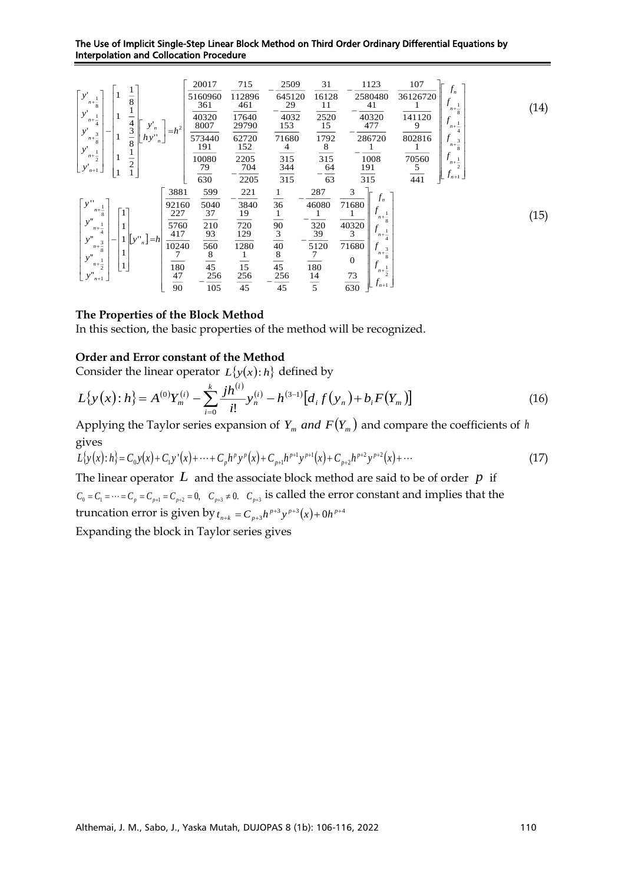$$\begin{bmatrix} y'_{n+\frac{1}{8}} \\ y'_{n+\frac{1}{4}} \\ y'_{n+\frac{3}{8}} \\ y'_{n+\frac{1}{2}} \\ y'_{n+1} \end{bmatrix} - \begin{bmatrix} 1 & \frac{1}{8} \\ 1 & \frac{1}{4} \\ 1 & \frac{3}{8} \\ 1 & \frac{1}{2} \\ 1 & 1 \end{bmatrix} \begin{bmatrix} y'_n \\ hy''_n \end{bmatrix} = h^2 \begin{bmatrix} \frac{20017}{5160960} & \frac{715}{112896} & -\frac{2509}{645120} & \frac{31}{16128} & -\frac{1123}{2580480} & \frac{107}{36126720} \\ \frac{361}{40320} & \frac{461}{17640} & -\frac{29}{4032} & \frac{11}{2520} & -\frac{41}{40320} & \frac{1}{141120} \\ \frac{8007}{573440} & \frac{29790}{62720} & \frac{153}{71680} & \frac{15}{1792} & -\frac{477}{286720} & \frac{9}{802816} \\ \frac{191}{10080} & \frac{152}{2205} & \frac{4}{315} & \frac{8}{315} & -\frac{1}{1008} & \frac{1}{70560} \\ \frac{79}{630} & -\frac{704}{2205} & \frac{344}{315} & -\frac{64}{63} & \frac{191}{315} & \frac{5}{441} \end{bmatrix} \begin{bmatrix} f_n \\ f_{n+\frac{1}{8}} \\ f_{n+\frac{1}{4}} \\ f_{n+\frac{3}{8}} \\ f_{n+\frac{1}{2}} \\ f_{n+1} \end{bmatrix} \tag{14}$$

$$\begin{bmatrix} y''_{n+\frac{1}{8}} \\ y''_{n+\frac{1}{4}} \\ y''_{n+\frac{3}{8}} \\ y''_{n+\frac{1}{2}} \\ y''_{n+1} \end{bmatrix} - \begin{bmatrix} 1 \\ 1 \\ 1 \\ 1 \\ 1 \end{bmatrix} \begin{bmatrix} y''_n \end{bmatrix} = h \begin{bmatrix} \frac{3881}{92160} & \frac{599}{5040} & -\frac{221}{3840} & \frac{1}{36} & -\frac{287}{46080} & \frac{3}{71680} \\ \frac{227}{5760} & \frac{37}{210} & \frac{19}{720} & \frac{1}{90} & -\frac{1}{320} & \frac{1}{40320} \\ \frac{417}{10240} & \frac{93}{560} & \frac{129}{1280} & \frac{3}{40} & -\frac{39}{5120} & \frac{3}{71680} \\ \frac{7}{180} & \frac{8}{45} & \frac{1}{15} & \frac{8}{45} & \frac{7}{180} & 0 \\ \frac{47}{90} & -\frac{256}{105} & \frac{256}{45} & -\frac{256}{45} & \frac{14}{5} & \frac{73}{630} \end{bmatrix} \begin{bmatrix} f_n \\ f_{n+\frac{1}{8}} \\ f_{n+\frac{1}{4}} \\ f_{n+\frac{3}{8}} \\ f_{n+\frac{1}{2}} \\ f_{n+1} \end{bmatrix} \tag{15}$$

**The Properties of the Block Method**

In this section, the basic properties of the method will be recognized.

**Order and Error constant of the Method**

Consider the linear operator $L\{y(x):h\}$ defined by

$$L\{y(x):h\} = A^{(0)}Y_m^{(i)} - \sum_{i=0}^{k} \frac{jh^{(i)}}{i!} y_n^{(i)} - h^{(3-1)}\left[d_i f(y_n) + b_i F(Y_m)\right] \tag{16}$$

Applying the Taylor series expansion of $Y_m$ *and* $F(Y_m)$ and compare the coefficients of $h$ gives

$$L\{y(x):h\} = C_0 y(x) + C_1 y'(x) + \cdots + C_p h^p y^p(x) + C_{p+1} h^{p+1} y^{p+1}(x) + C_{p+2} h^{p+2} y^{p+2}(x) + \cdots \tag{17}$$

The linear operator $L$ and the associate block method are said to be of order $p$ if $C_0 = C_1 = \cdots = C_p = C_{p+1} = C_{p+2} = 0,\ \ C_{p+3} \neq 0.$ $C_{p+3}$ is called the error constant and implies that the truncation error is given by $t_{n+k} = C_{p+3} h^{p+3} y^{p+3}(x) + 0h^{p+4}$

Expanding the block in Taylor series gives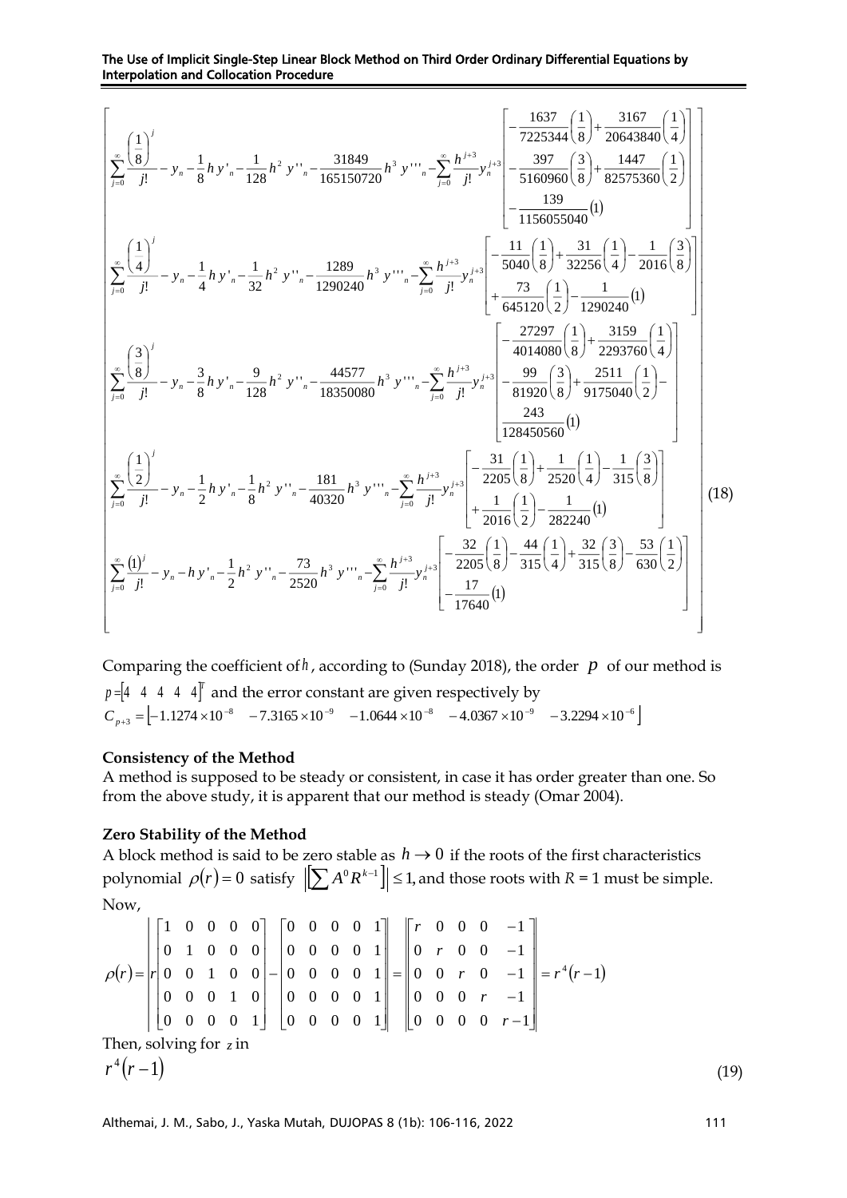$$
\begin{bmatrix}
\sum_{j=0}^{\infty}\frac{\left(\frac{1}{8}\right)^j}{j!} - y_n - \frac{1}{8}hy'_n - \frac{1}{128}h^2y''_n - \frac{31849}{165150720}h^3y'''_n - \sum_{j=0}^{\infty}\frac{h^{j+3}}{j!}y_n^{j+3}\begin{bmatrix} -\frac{1637}{7225344}\left(\frac{1}{8}\right)+\frac{3167}{20643840}\left(\frac{1}{4}\right) \\ -\frac{397}{5160960}\left(\frac{3}{8}\right)+\frac{1447}{82575360}\left(\frac{1}{2}\right) \\ -\frac{139}{1156055040}(1) \end{bmatrix} \\
\sum_{j=0}^{\infty}\frac{\left(\frac{1}{4}\right)^j}{j!} - y_n - \frac{1}{4}hy'_n - \frac{1}{32}h^2y''_n - \frac{1289}{1290240}h^3y'''_n - \sum_{j=0}^{\infty}\frac{h^{j+3}}{j!}y_n^{j+3}\begin{bmatrix} -\frac{11}{5040}\left(\frac{1}{8}\right)+\frac{31}{32256}\left(\frac{1}{4}\right)-\frac{1}{2016}\left(\frac{3}{8}\right) \\ +\frac{73}{645120}\left(\frac{1}{2}\right)-\frac{1}{1290240}(1) \end{bmatrix} \\
\sum_{j=0}^{\infty}\frac{\left(\frac{3}{8}\right)^j}{j!} - y_n - \frac{3}{8}hy'_n - \frac{9}{128}h^2y''_n - \frac{44577}{18350080}h^3y'''_n - \sum_{j=0}^{\infty}\frac{h^{j+3}}{j!}y_n^{j+3}\begin{bmatrix} -\frac{27297}{4014080}\left(\frac{1}{8}\right)+\frac{3159}{2293760}\left(\frac{1}{4}\right) \\ -\frac{99}{81920}\left(\frac{3}{8}\right)+\frac{2511}{9175040}\left(\frac{1}{2}\right)- \\ \frac{243}{128450560}(1) \end{bmatrix} \\
\sum_{j=0}^{\infty}\frac{\left(\frac{1}{2}\right)^j}{j!} - y_n - \frac{1}{2}hy'_n - \frac{1}{8}h^2y''_n - \frac{181}{40320}h^3y'''_n - \sum_{j=0}^{\infty}\frac{h^{j+3}}{j!}y_n^{j+3}\begin{bmatrix} -\frac{31}{2205}\left(\frac{1}{8}\right)+\frac{1}{2520}\left(\frac{1}{4}\right)-\frac{1}{315}\left(\frac{3}{8}\right) \\ +\frac{1}{2016}\left(\frac{1}{2}\right)-\frac{1}{282240}(1) \end{bmatrix} \\
\sum_{j=0}^{\infty}\frac{(1)^j}{j!} - y_n - hy'_n - \frac{1}{2}h^2y''_n - \frac{73}{2520}h^3y'''_n - \sum_{j=0}^{\infty}\frac{h^{j+3}}{j!}y_n^{j+3}\begin{bmatrix} -\frac{32}{2205}\left(\frac{1}{8}\right)-\frac{44}{315}\left(\frac{1}{4}\right)+\frac{32}{315}\left(\frac{3}{8}\right)-\frac{53}{630}\left(\frac{1}{2}\right) \\ -\frac{17}{17640}(1) \end{bmatrix}
\end{bmatrix} \quad (18)
$$

Comparing the coefficient of $h$, according to (Sunday 2018), the order $p$ of our method is $p = [4 \ \ 4 \ \ 4 \ \ 4 \ \ 4]^T$ and the error constant are given respectively by $C_{p+3} = \left[-1.1274\times10^{-8} \quad -7.3165\times10^{-9} \quad -1.0644\times10^{-8} \quad -4.0367\times10^{-9} \quad -3.2294\times10^{-6}\right]$

**Consistency of the Method**

A method is supposed to be steady or consistent, in case it has order greater than one. So from the above study, it is apparent that our method is steady (Omar 2004).

**Zero Stability of the Method**

A block method is said to be zero stable as $h \to 0$ if the roots of the first characteristics polynomial $\rho(r) = 0$ satisfy $\left\|\sum A^0 R^{k-1}\right\| \leq 1$, and those roots with $R = 1$ must be simple.

Now,

$$
\rho(r) = \left| r\begin{bmatrix} 1 & 0 & 0 & 0 & 0 \\ 0 & 1 & 0 & 0 & 0 \\ 0 & 0 & 1 & 0 & 0 \\ 0 & 0 & 0 & 1 & 0 \\ 0 & 0 & 0 & 0 & 1 \end{bmatrix} - \begin{bmatrix} 0 & 0 & 0 & 0 & 1 \\ 0 & 0 & 0 & 0 & 1 \\ 0 & 0 & 0 & 0 & 1 \\ 0 & 0 & 0 & 0 & 1 \\ 0 & 0 & 0 & 0 & 1 \end{bmatrix} \right| = \left\| \begin{matrix} r & 0 & 0 & 0 & -1 \\ 0 & r & 0 & 0 & -1 \\ 0 & 0 & r & 0 & -1 \\ 0 & 0 & 0 & r & -1 \\ 0 & 0 & 0 & 0 & r-1 \end{matrix} \right\| = r^4(r-1)
$$

Then, solving for $z$ in

$$
r^4(r-1) \quad (19)
$$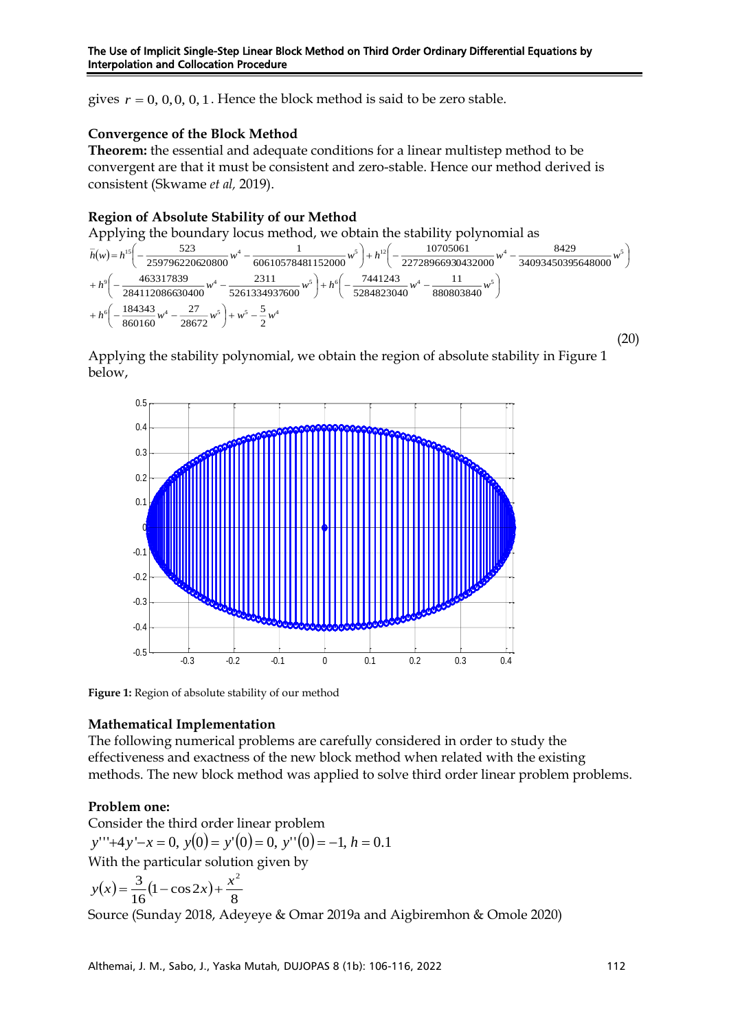gives $r = 0, 0, 0, 0, 1$. Hence the block method is said to be zero stable.

**Convergence of the Block Method**

**Theorem:** the essential and adequate conditions for a linear multistep method to be convergent are that it must be consistent and zero-stable. Hence our method derived is consistent (Skwame *et al,* 2019).

**Region of Absolute Stability of our Method**

Applying the boundary locus method, we obtain the stability polynomial as

$$\bar{h}(w) = h^{15}\left(-\frac{523}{2597962206208000}w^4 - \frac{1}{60610578481152000}w^5\right) + h^{12}\left(-\frac{10705061}{22728966930432000}w^4 - \frac{8429}{340934503956480000}w^5\right)$$
$$+ h^9\left(-\frac{463317839}{284112086630400}w^4 - \frac{2311}{5261334937600}w^5\right) + h^6\left(-\frac{7441243}{5284823040}w^4 - \frac{11}{880803840}w^5\right)$$
$$+ h^6\left(-\frac{184343}{860160}w^4 - \frac{27}{28672}w^5\right) + w^5 - \frac{5}{2}w^4 \tag{20}$$

Applying the stability polynomial, we obtain the region of absolute stability in Figure 1 below,

**Figure 1:** Region of absolute stability of our method

**Mathematical Implementation**

The following numerical problems are carefully considered in order to study the effectiveness and exactness of the new block method when related with the existing methods. The new block method was applied to solve third order linear problem problems.

**Problem one:**

Consider the third order linear problem

$y''' + 4y' - x = 0,\ y(0) = y'(0) = 0,\ y''(0) = -1,\ h = 0.1$

With the particular solution given by

$$y(x) = \frac{3}{16}(1 - \cos 2x) + \frac{x^2}{8}$$

Source (Sunday 2018, Adeyeye & Omar 2019a and Aigbiremhon & Omole 2020)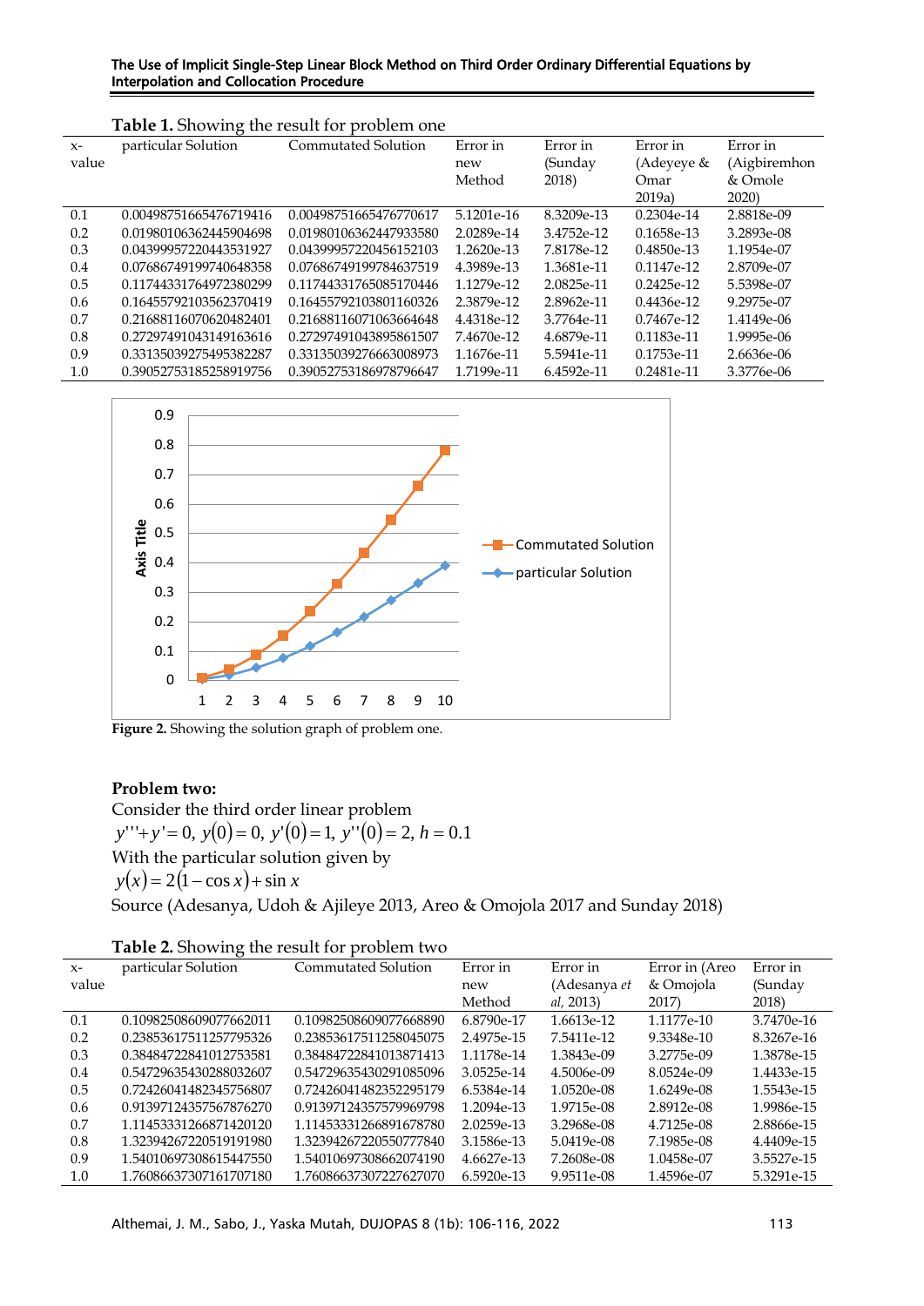**Table 1.** Showing the result for problem one

| x-value | particular Solution | Commutated Solution | Error in new Method | Error in (Sunday 2018) | Error in (Adeyeye & Omar 2019a) | Error in (Aigbiremhon & Omole 2020) |
|---|---|---|---|---|---|---|
| 0.1 | 0.004987516654767194​16 | 0.00498751665476770617 | 5.1201e-16 | 8.3209e-13 | 0.2304e-14 | 2.8818e-09 |
| 0.2 | 0.01980106362445904698 | 0.01980106362447933580 | 2.0289e-14 | 3.4752e-12 | 0.1658e-13 | 3.2893e-08 |
| 0.3 | 0.04399957220443531927 | 0.04399957220456152103 | 1.2620e-13 | 7.8178e-12 | 0.4850e-13 | 1.1954e-07 |
| 0.4 | 0.07686749199740648358 | 0.07686749199784637519 | 4.3989e-13 | 1.3681e-11 | 0.1147e-12 | 2.8709e-07 |
| 0.5 | 0.11744331764972380299 | 0.11744331765085170446 | 1.1279e-12 | 2.0825e-11 | 0.2425e-12 | 5.5398e-07 |
| 0.6 | 0.16455792103562370419 | 0.16455792103801160326 | 2.3879e-12 | 2.8962e-11 | 0.4436e-12 | 9.2975e-07 |
| 0.7 | 0.21688116070620482401 | 0.21688116071063664648 | 4.4318e-12 | 3.7764e-11 | 0.7467e-12 | 1.4149e-06 |
| 0.8 | 0.27297491043149163616 | 0.27297491043895861507 | 7.4670e-12 | 4.6879e-11 | 0.1183e-11 | 1.9995e-06 |
| 0.9 | 0.33135039275495382287 | 0.33135039276663008973 | 1.1676e-11 | 5.5941e-11 | 0.1753e-11 | 2.6636e-06 |
| 1.0 | 0.39052753185258919756 | 0.39052753186978796647 | 1.7199e-11 | 6.4592e-11 | 0.2481e-11 | 3.3776e-06 |

**Figure 2.** Showing the solution graph of problem one.

**Problem two:**

Consider the third order linear problem

$y''' + y' = 0,\ y(0) = 0,\ y'(0) = 1,\ y''(0) = 2,\ h = 0.1$

With the particular solution given by

$y(x) = 2(1 - \cos x) + \sin x$

Source (Adesanya, Udoh & Ajileye 2013, Areo & Omojola 2017 and Sunday 2018)

**Table 2.** Showing the result for problem two

| x-value | particular Solution | Commutated Solution | Error in new Method | Error in (Adesanya *et al*, 2013) | Error in (Areo & Omojola 2017) | Error in (Sunday 2018) |
|---|---|---|---|---|---|---|
| 0.1 | 0.10982508609077662011 | 0.10982508609077668890 | 6.8790e-17 | 1.6613e-12 | 1.1177e-10 | 3.7470e-16 |
| 0.2 | 0.23853617511257795326 | 0.23853617511258045075 | 2.4975e-15 | 7.5411e-12 | 9.3348e-10 | 8.3267e-16 |
| 0.3 | 0.38484722841012753581 | 0.38484722841013871413 | 1.1178e-14 | 1.3843e-09 | 3.2775e-09 | 1.3878e-15 |
| 0.4 | 0.54729635430288032607 | 0.54729635430291085096 | 3.0525e-14 | 4.5006e-09 | 8.0524e-09 | 1.4433e-15 |
| 0.5 | 0.72426041482345756807 | 0.72426041482352295179 | 6.5384e-14 | 1.0520e-08 | 1.6249e-08 | 1.5543e-15 |
| 0.6 | 0.91397124357567876270 | 0.91397124357579969798 | 1.2094e-13 | 1.9715e-08 | 2.8912e-08 | 1.9986e-15 |
| 0.7 | 1.11453331266871420120 | 1.11453331266891678780 | 2.0259e-13 | 3.2968e-08 | 4.7125e-08 | 2.8866e-15 |
| 0.8 | 1.32394267220519191980 | 1.32394267220550777840 | 3.1586e-13 | 5.0419e-08 | 7.1985e-08 | 4.4409e-15 |
| 0.9 | 1.54010697308615447550 | 1.54010697308662074190 | 4.6627e-13 | 7.2608e-08 | 1.0458e-07 | 3.5527e-15 |
| 1.0 | 1.76086637307161707180 | 1.76086637307227627070 | 6.5920e-13 | 9.9511e-08 | 1.4596e-07 | 5.3291e-15 |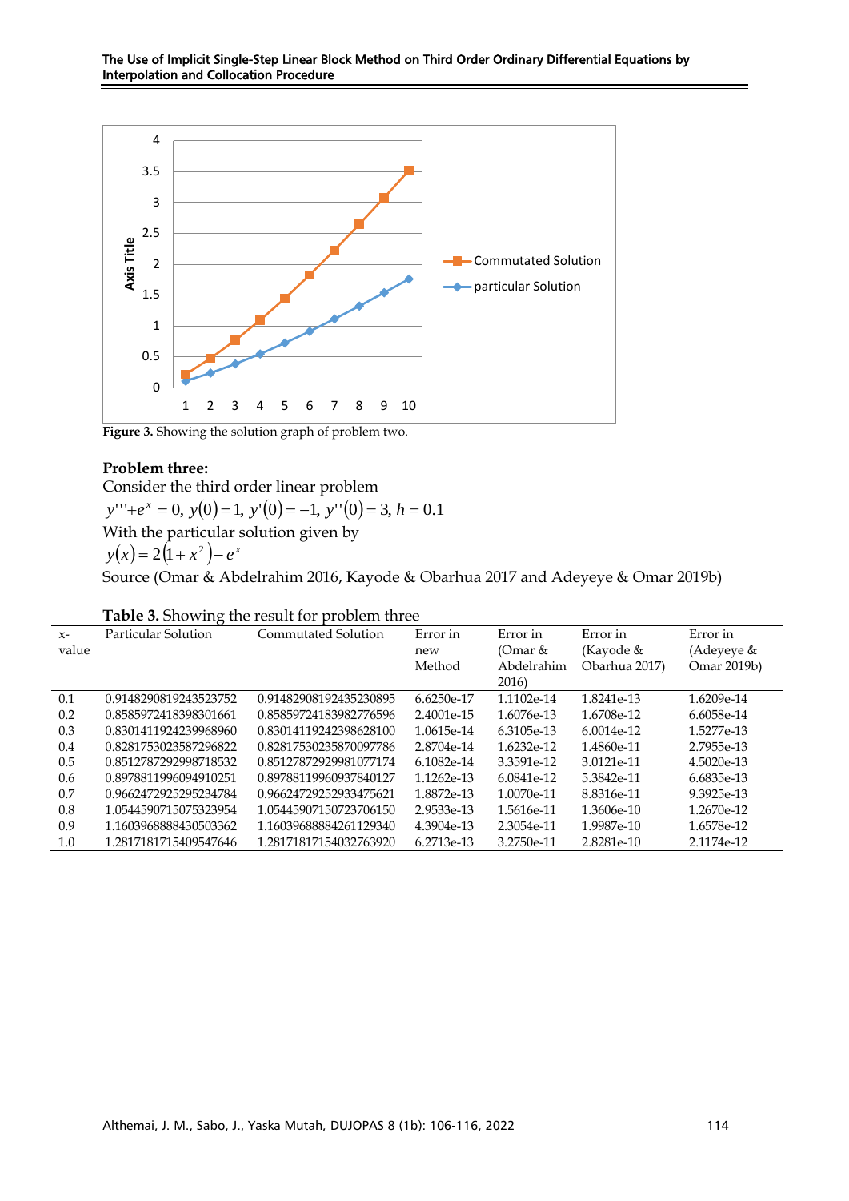Figure 3. Showing the solution graph of problem two.

**Problem three:**

Consider the third order linear problem

$y''' + e^x = 0,\ y(0) = 1,\ y'(0) = -1,\ y''(0) = 3,\ h = 0.1$

With the particular solution given by

$y(x) = 2(1 + x^2) - e^x$

Source (Omar & Abdelrahim 2016, Kayode & Obarhua 2017 and Adeyeye & Omar 2019b)

**Table 3.** Showing the result for problem three

| x-value | Particular Solution | Commutated Solution | Error in new Method | Error in (Omar & Abdelrahim 2016) | Error in (Kayode & Obarhua 2017) | Error in (Adeyeye & Omar 2019b) |
|---|---|---|---|---|---|---|
| 0.1 | 0.91482908192435237​52 | 0.91482908192435230895 | 6.6250e-17 | 1.1102e-14 | 1.8241e-13 | 1.6209e-14 |
| 0.2 | 0.8585972418398301661 | 0.85859724183982776596 | 2.4001e-15 | 1.6076e-13 | 1.6708e-12 | 6.6058e-14 |
| 0.3 | 0.8301411924239968960 | 0.83014119242398628100 | 1.0615e-14 | 6.3105e-13 | 6.0014e-12 | 1.5277e-13 |
| 0.4 | 0.8281753023587296822 | 0.82817530235870097786 | 2.8704e-14 | 1.6232e-12 | 1.4860e-11 | 2.7955e-13 |
| 0.5 | 0.8512787292998718532 | 0.85127872929981077174 | 6.1082e-14 | 3.3591e-12 | 3.0121e-11 | 4.5020e-13 |
| 0.6 | 0.8978811996094910251 | 0.89788119960937840127 | 1.1262e-13 | 6.0841e-12 | 5.3842e-11 | 6.6835e-13 |
| 0.7 | 0.9662472925295234784 | 0.96624729252933475621 | 1.8872e-13 | 1.0070e-11 | 8.8316e-11 | 9.3925e-13 |
| 0.8 | 1.0544590715075323954 | 1.05445907150723706150 | 2.9533e-13 | 1.5616e-11 | 1.3606e-10 | 1.2670e-12 |
| 0.9 | 1.1603968888430503362 | 1.16039688884261129340 | 4.3904e-13 | 2.3054e-11 | 1.9987e-10 | 1.6578e-12 |
| 1.0 | 1.2817181715409547646 | 1.28171817154032763920 | 6.2713e-13 | 3.2750e-11 | 2.8281e-10 | 2.1174e-12 |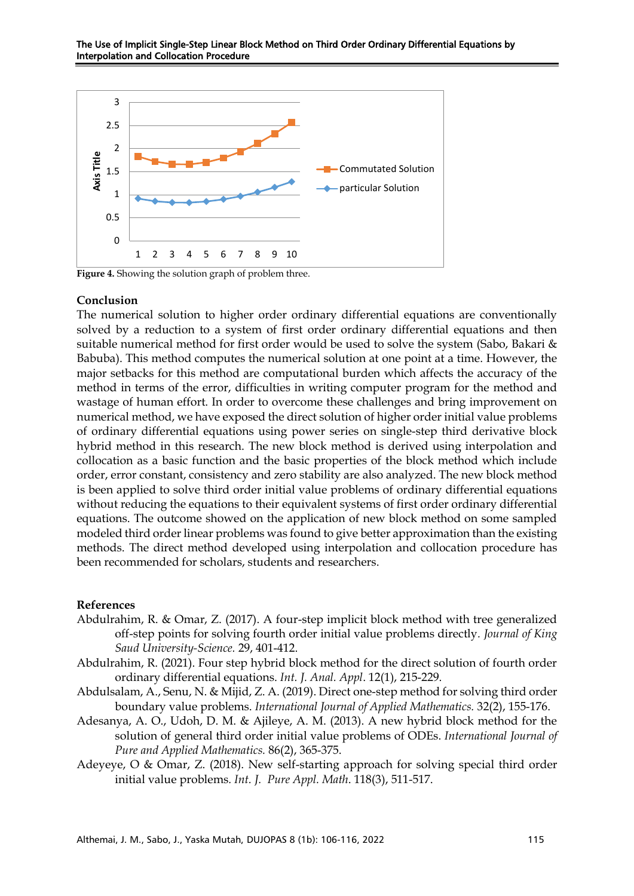**Figure 4.** Showing the solution graph of problem three.

## Conclusion

The numerical solution to higher order ordinary differential equations are conventionally solved by a reduction to a system of first order ordinary differential equations and then suitable numerical method for first order would be used to solve the system (Sabo, Bakari & Babuba). This method computes the numerical solution at one point at a time. However, the major setbacks for this method are computational burden which affects the accuracy of the method in terms of the error, difficulties in writing computer program for the method and wastage of human effort. In order to overcome these challenges and bring improvement on numerical method, we have exposed the direct solution of higher order initial value problems of ordinary differential equations using power series on single-step third derivative block hybrid method in this research. The new block method is derived using interpolation and collocation as a basic function and the basic properties of the block method which include order, error constant, consistency and zero stability are also analyzed. The new block method is been applied to solve third order initial value problems of ordinary differential equations without reducing the equations to their equivalent systems of first order ordinary differential equations. The outcome showed on the application of new block method on some sampled modeled third order linear problems was found to give better approximation than the existing methods. The direct method developed using interpolation and collocation procedure has been recommended for scholars, students and researchers.

## References

Abdulrahim, R. & Omar, Z. (2017). A four-step implicit block method with tree generalized off-step points for solving fourth order initial value problems directly. *Journal of King Saud University-Science.* 29, 401-412.

Abdulrahim, R. (2021). Four step hybrid block method for the direct solution of fourth order ordinary differential equations. *Int. J. Anal. Appl*. 12(1), 215-229.

Abdulsalam, A., Senu, N. & Mijid, Z. A. (2019). Direct one-step method for solving third order boundary value problems. *International Journal of Applied Mathematics.* 32(2), 155-176.

Adesanya, A. O., Udoh, D. M. & Ajileye, A. M. (2013). A new hybrid block method for the solution of general third order initial value problems of ODEs. *International Journal of Pure and Applied Mathematics.* 86(2), 365-375.

Adeyeye, O & Omar, Z. (2018). New self-starting approach for solving special third order initial value problems. *Int. J. Pure Appl. Math*. 118(3), 511-517.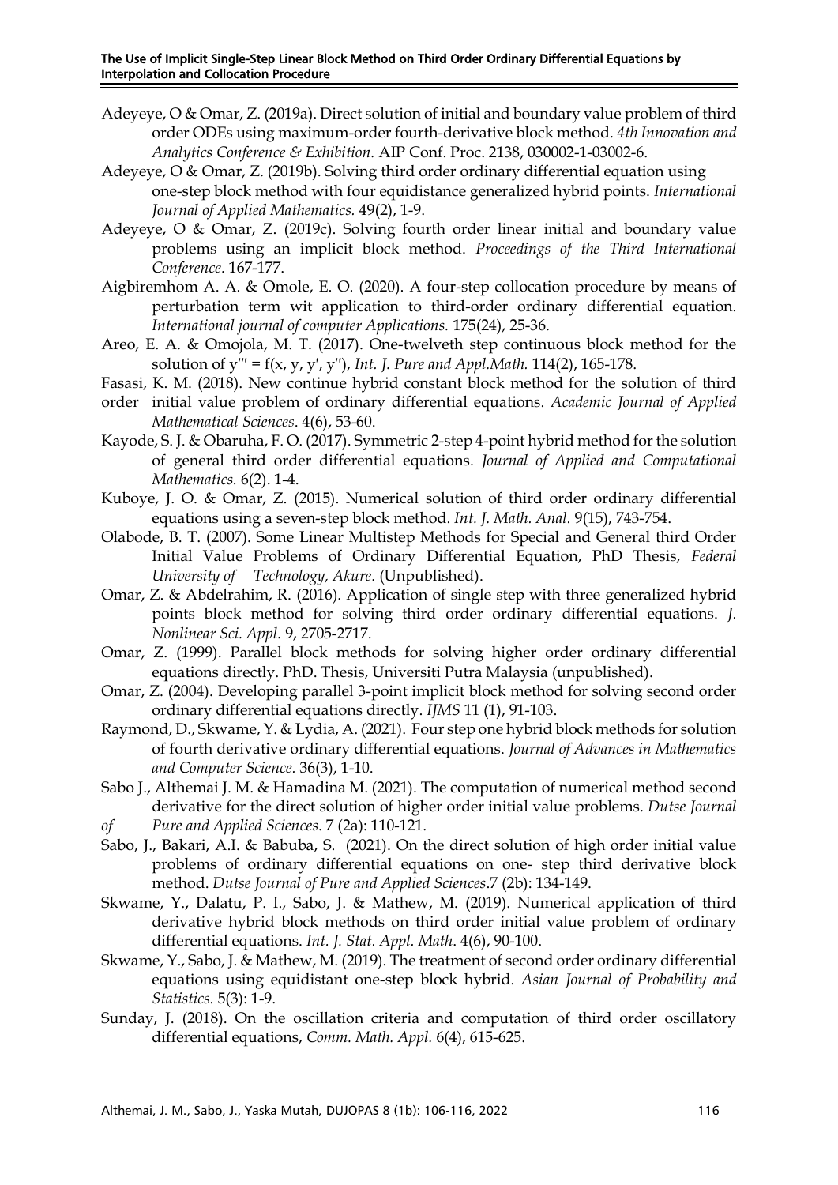Adeyeye, O & Omar, Z. (2019a). Direct solution of initial and boundary value problem of third order ODEs using maximum-order fourth-derivative block method. *4th Innovation and Analytics Conference & Exhibition.* AIP Conf. Proc. 2138, 030002-1-03002-6.

Adeyeye, O & Omar, Z. (2019b). Solving third order ordinary differential equation using one-step block method with four equidistance generalized hybrid points. *International Journal of Applied Mathematics.* 49(2), 1-9.

Adeyeye, O & Omar, Z. (2019c). Solving fourth order linear initial and boundary value problems using an implicit block method. *Proceedings of the Third International Conference*. 167-177.

Aigbiremhom A. A. & Omole, E. O. (2020). A four-step collocation procedure by means of perturbation term wit application to third-order ordinary differential equation. *International journal of computer Applications.* 175(24), 25-36.

Areo, E. A. & Omojola, M. T. (2017). One-twelveth step continuous block method for the solution of $y''' = f(x, y, y', y'')$, *Int. J. Pure and Appl.Math.* 114(2), 165-178.

Fasasi, K. M. (2018). New continue hybrid constant block method for the solution of third order initial value problem of ordinary differential equations. *Academic Journal of Applied Mathematical Sciences*. 4(6), 53-60.

Kayode, S. J. & Obaruha, F. O. (2017). Symmetric 2-step 4-point hybrid method for the solution of general third order differential equations. *Journal of Applied and Computational Mathematics.* 6(2). 1-4.

Kuboye, J. O. & Omar, Z. (2015). Numerical solution of third order ordinary differential equations using a seven-step block method. *Int. J. Math. Anal.* 9(15), 743-754.

Olabode, B. T. (2007). Some Linear Multistep Methods for Special and General third Order Initial Value Problems of Ordinary Differential Equation, PhD Thesis, *Federal University of Technology, Akure*. (Unpublished).

Omar, Z. & Abdelrahim, R. (2016). Application of single step with three generalized hybrid points block method for solving third order ordinary differential equations. *J. Nonlinear Sci. Appl.* 9, 2705-2717.

Omar, Z. (1999). Parallel block methods for solving higher order ordinary differential equations directly. PhD. Thesis, Universiti Putra Malaysia (unpublished).

Omar, Z. (2004). Developing parallel 3-point implicit block method for solving second order ordinary differential equations directly. *IJMS* 11 (1), 91-103.

Raymond, D., Skwame, Y. & Lydia, A. (2021). Four step one hybrid block methods for solution of fourth derivative ordinary differential equations. *Journal of Advances in Mathematics and Computer Science.* 36(3), 1-10.

Sabo J., Althemai J. M. & Hamadina M. (2021). The computation of numerical method second derivative for the direct solution of higher order initial value problems. *Dutse Journal of Pure and Applied Sciences*. 7 (2a): 110-121.

Sabo, J., Bakari, A.I. & Babuba, S. (2021). On the direct solution of high order initial value problems of ordinary differential equations on one- step third derivative block method. *Dutse Journal of Pure and Applied Sciences*.7 (2b): 134-149.

Skwame, Y., Dalatu, P. I., Sabo, J. & Mathew, M. (2019). Numerical application of third derivative hybrid block methods on third order initial value problem of ordinary differential equations. *Int. J. Stat. Appl. Math*. 4(6), 90-100.

Skwame, Y., Sabo, J. & Mathew, M. (2019). The treatment of second order ordinary differential equations using equidistant one-step block hybrid. *Asian Journal of Probability and Statistics.* 5(3): 1-9.

Sunday, J. (2018). On the oscillation criteria and computation of third order oscillatory differential equations, *Comm. Math. Appl.* 6(4), 615-625.